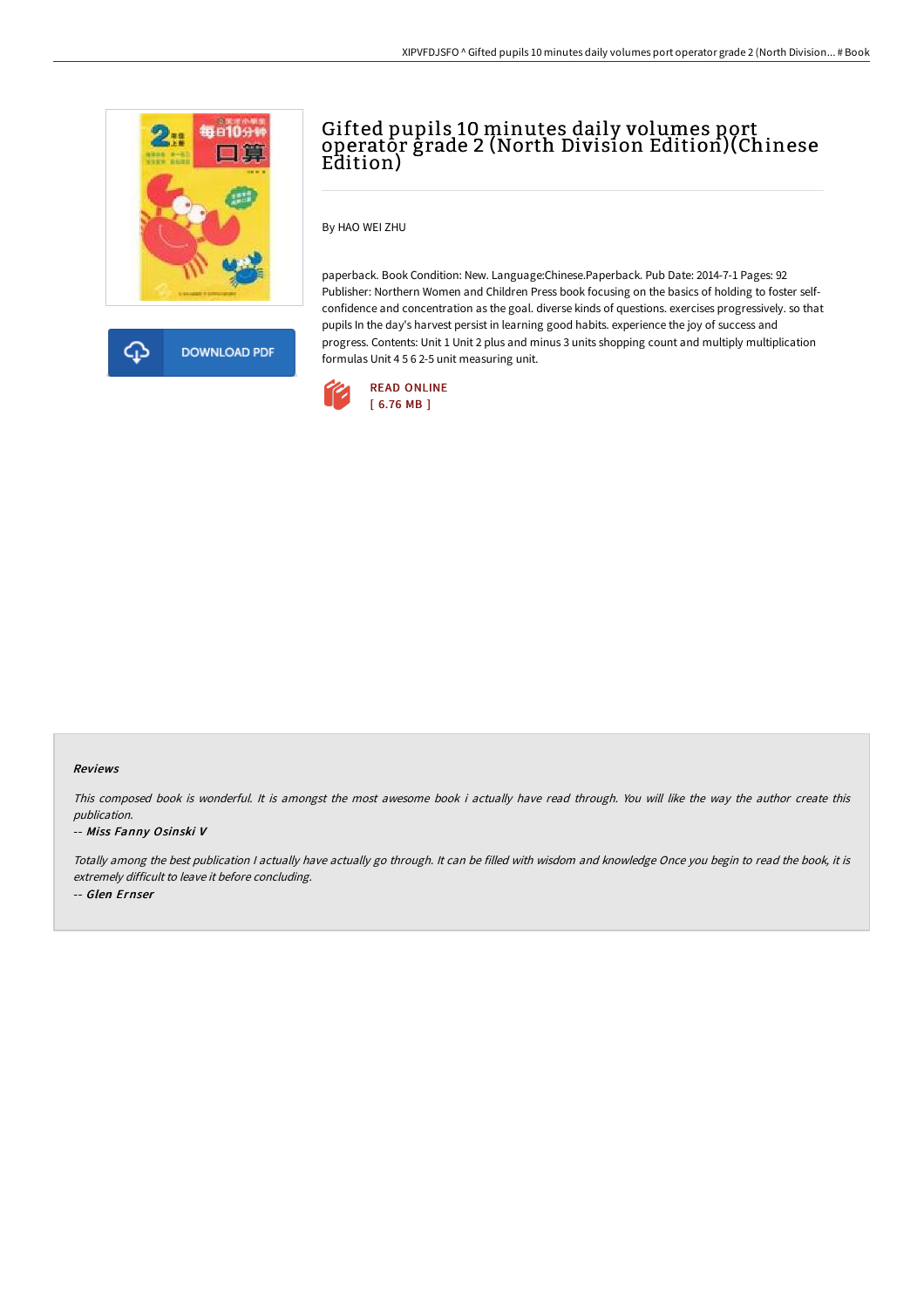# Gifted pupils 10 minutes daily volumes port operator grade 2 (North Division Edition)(Chinese Edition)

By HAO WEI ZHU

paperback. Book Condition: New. Language:Chinese.Paperback. Pub Date: 2014-7-1 Pages: 92 Publisher: Northern Women and Children Press book focusing on the basics of holding to foster self-confidence and concentration as the goal. diverse kinds of questions. exercises progressively. so that pupils In the day's harvest persist in learning good habits. experience the joy of success and progress. Contents: Unit 1 Unit 2 plus and minus 3 units shopping count and multiply multiplication formulas Unit 4 5 6 2-5 unit measuring unit.

DOWNLOAD PDF

READ ONLINE
[ 6.76 MB ]

### Reviews

*This composed book is wonderful. It is amongst the most awesome book i actually have read through. You will like the way the author create this publication.*

-- *Miss Fanny Osinski V*

*Totally among the best publication I actually have actually go through. It can be filled with wisdom and knowledge Once you begin to read the book, it is extremely difficult to leave it before concluding.*

-- *Glen Ernser*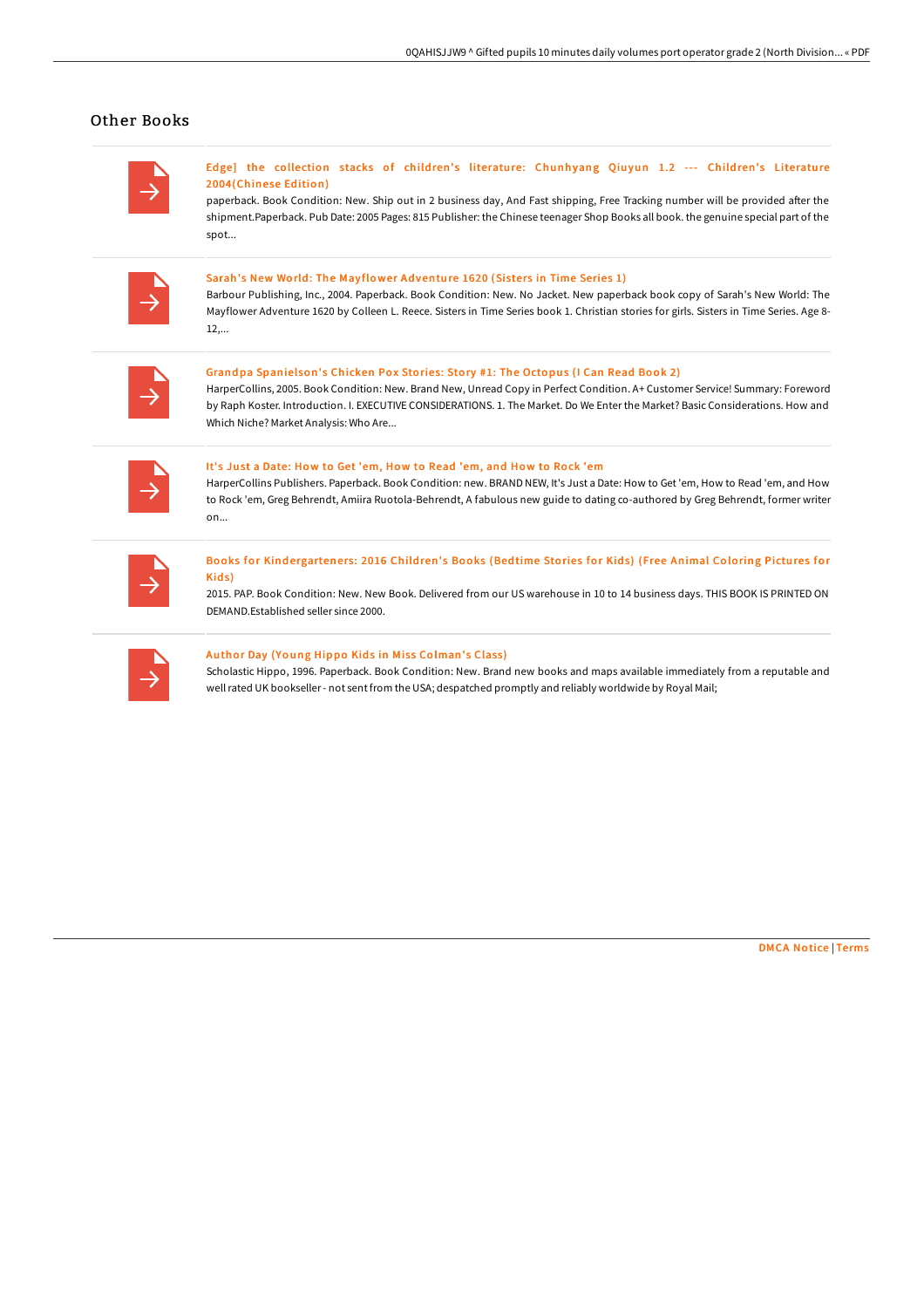## Other Books

**Edge] the collection stacks of children's literature: Chunhyang Qiuyun 1.2 --- Children's Literature 2004(Chinese Edition)**

paperback. Book Condition: New. Ship out in 2 business day, And Fast shipping, Free Tracking number will be provided after the shipment.Paperback. Pub Date: 2005 Pages: 815 Publisher: the Chinese teenager Shop Books all book. the genuine special part of the spot...

**Sarah's New World: The Mayflower Adventure 1620 (Sisters in Time Series 1)**

Barbour Publishing, Inc., 2004. Paperback. Book Condition: New. No Jacket. New paperback book copy of Sarah's New World: The Mayflower Adventure 1620 by Colleen L. Reece. Sisters in Time Series book 1. Christian stories for girls. Sisters in Time Series. Age 8-12,...

**Grandpa Spanielson's Chicken Pox Stories: Story #1: The Octopus (I Can Read Book 2)**

HarperCollins, 2005. Book Condition: New. Brand New, Unread Copy in Perfect Condition. A+ Customer Service! Summary: Foreword by Raph Koster. Introduction. I. EXECUTIVE CONSIDERATIONS. 1. The Market. Do We Enter the Market? Basic Considerations. How and Which Niche? Market Analysis: Who Are...

**It's Just a Date: How to Get 'em, How to Read 'em, and How to Rock 'em**

HarperCollins Publishers. Paperback. Book Condition: new. BRAND NEW, It's Just a Date: How to Get 'em, How to Read 'em, and How to Rock 'em, Greg Behrendt, Amiira Ruotola-Behrendt, A fabulous new guide to dating co-authored by Greg Behrendt, former writer on...

**Books for Kindergarteners: 2016 Children's Books (Bedtime Stories for Kids) (Free Animal Coloring Pictures for Kids)**

2015. PAP. Book Condition: New. New Book. Delivered from our US warehouse in 10 to 14 business days. THIS BOOK IS PRINTED ON DEMAND.Established seller since 2000.

**Author Day (Young Hippo Kids in Miss Colman's Class)**

Scholastic Hippo, 1996. Paperback. Book Condition: New. Brand new books and maps available immediately from a reputable and well rated UK bookseller - not sent from the USA; despatched promptly and reliably worldwide by Royal Mail;

DMCA Notice | Terms